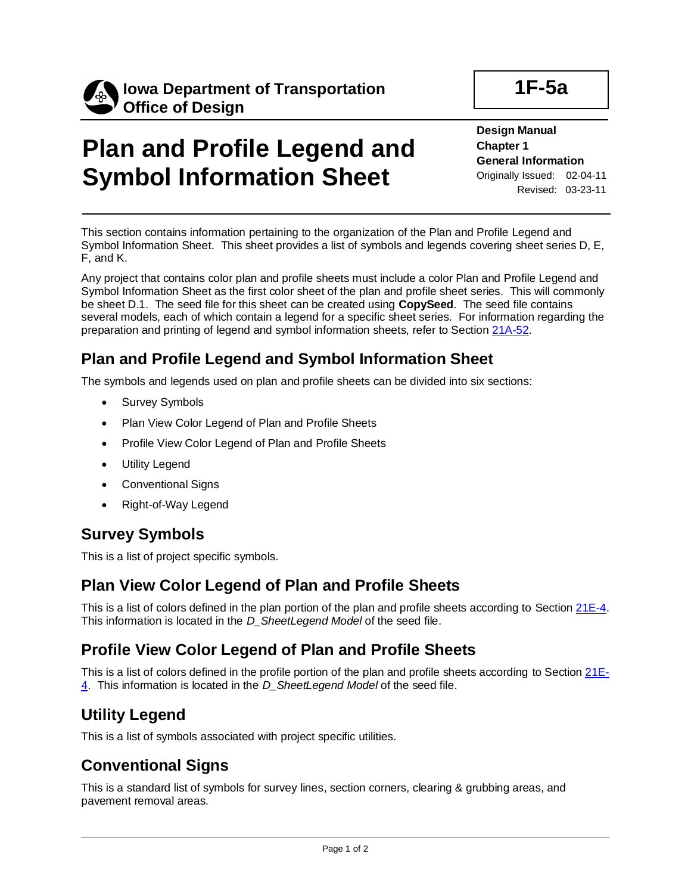**Iowa Department of Transportation**
**Office of Design**

**1F-5a**

# Plan and Profile Legend and Symbol Information Sheet

**Design Manual**
**Chapter 1**
**General Information**
Originally Issued: 02-04-11
Revised: 03-23-11

This section contains information pertaining to the organization of the Plan and Profile Legend and Symbol Information Sheet. This sheet provides a list of symbols and legends covering sheet series D, E, F, and K.

Any project that contains color plan and profile sheets must include a color Plan and Profile Legend and Symbol Information Sheet as the first color sheet of the plan and profile sheet series. This will commonly be sheet D.1. The seed file for this sheet can be created using **CopySeed**. The seed file contains several models, each of which contain a legend for a specific sheet series. For information regarding the preparation and printing of legend and symbol information sheets, refer to Section 21A-52.

## Plan and Profile Legend and Symbol Information Sheet

The symbols and legends used on plan and profile sheets can be divided into six sections:

- Survey Symbols
- Plan View Color Legend of Plan and Profile Sheets
- Profile View Color Legend of Plan and Profile Sheets
- Utility Legend
- Conventional Signs
- Right-of-Way Legend

## Survey Symbols

This is a list of project specific symbols.

## Plan View Color Legend of Plan and Profile Sheets

This is a list of colors defined in the plan portion of the plan and profile sheets according to Section 21E-4. This information is located in the *D_SheetLegend Model* of the seed file.

## Profile View Color Legend of Plan and Profile Sheets

This is a list of colors defined in the profile portion of the plan and profile sheets according to Section 21E-4. This information is located in the *D_SheetLegend Model* of the seed file.

## Utility Legend

This is a list of symbols associated with project specific utilities.

## Conventional Signs

This is a standard list of symbols for survey lines, section corners, clearing & grubbing areas, and pavement removal areas.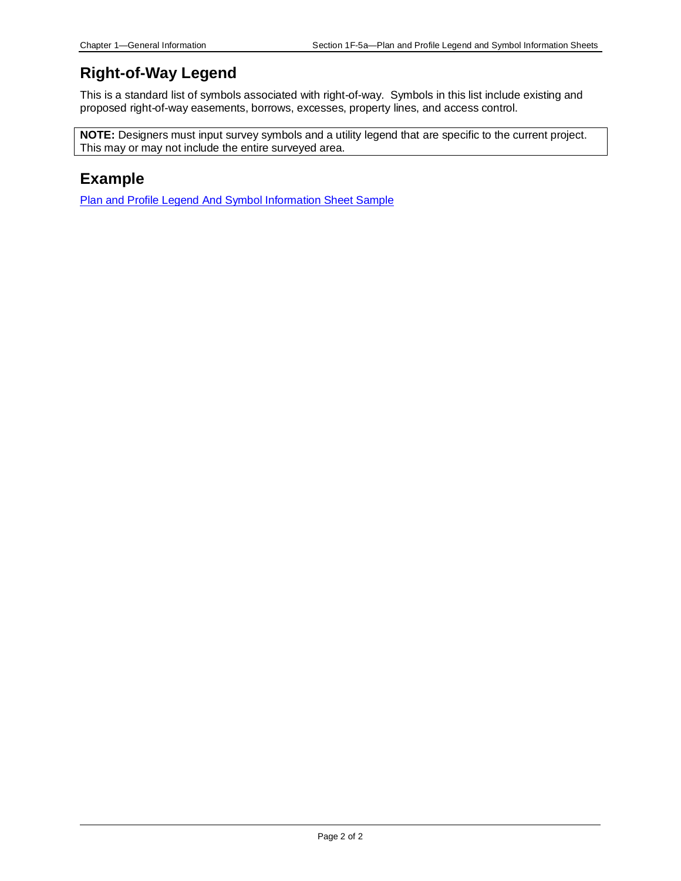## Right-of-Way Legend

This is a standard list of symbols associated with right-of-way. Symbols in this list include existing and proposed right-of-way easements, borrows, excesses, property lines, and access control.

**NOTE:** Designers must input survey symbols and a utility legend that are specific to the current project. This may or may not include the entire surveyed area.

## Example

Plan and Profile Legend And Symbol Information Sheet Sample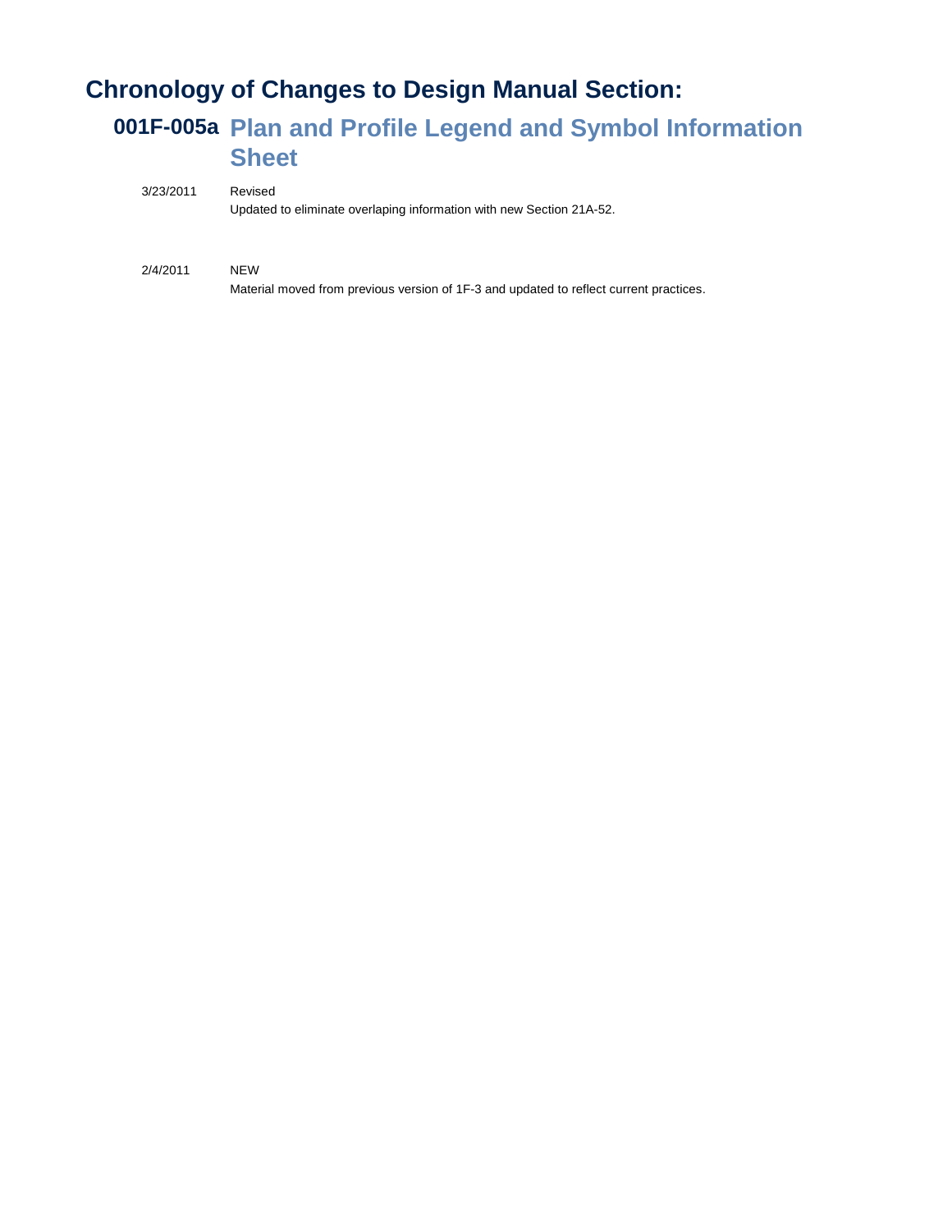# Chronology of Changes to Design Manual Section:

## 001F-005a Plan and Profile Legend and Symbol Information Sheet

3/23/2011 Revised

Updated to eliminate overlaping information with new Section 21A-52.

2/4/2011 NEW

Material moved from previous version of 1F-3 and updated to reflect current practices.